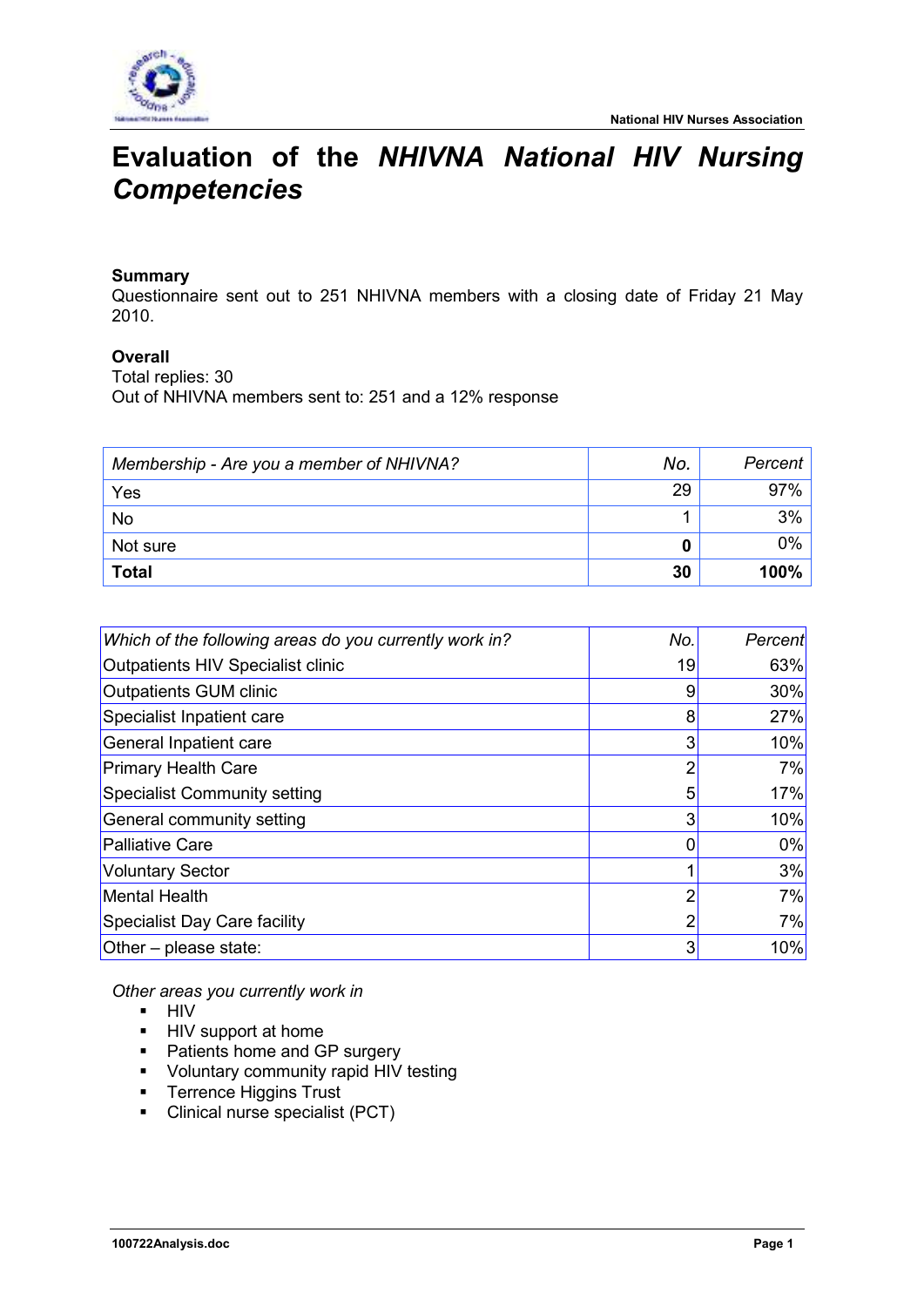# Evaluation of the *NHIVNA National HIV Nursing Competencies*

**Summary**
Questionnaire sent out to 251 NHIVNA members with a closing date of Friday 21 May 2010.

**Overall**
Total replies: 30
Out of NHIVNA members sent to: 251 and a 12% response

| *Membership - Are you a member of NHIVNA?* | *No.* | *Percent* |
|---|---|---|
| Yes | 29 | 97% |
| No | 1 | 3% |
| Not sure | **0** | 0% |
| **Total** | **30** | **100%** |

| *Which of the following areas do you currently work in?* | *No.* | *Percent* |
|---|---|---|
| Outpatients HIV Specialist clinic | 19 | 63% |
| Outpatients GUM clinic | 9 | 30% |
| Specialist Inpatient care | 8 | 27% |
| General Inpatient care | 3 | 10% |
| Primary Health Care | 2 | 7% |
| Specialist Community setting | 5 | 17% |
| General community setting | 3 | 10% |
| Palliative Care | 0 | 0% |
| Voluntary Sector | 1 | 3% |
| Mental Health | 2 | 7% |
| Specialist Day Care facility | 2 | 7% |
| Other – please state: | 3 | 10% |

*Other areas you currently work in*

- HIV
- HIV support at home
- Patients home and GP surgery
- Voluntary community rapid HIV testing
- Terrence Higgins Trust
- Clinical nurse specialist (PCT)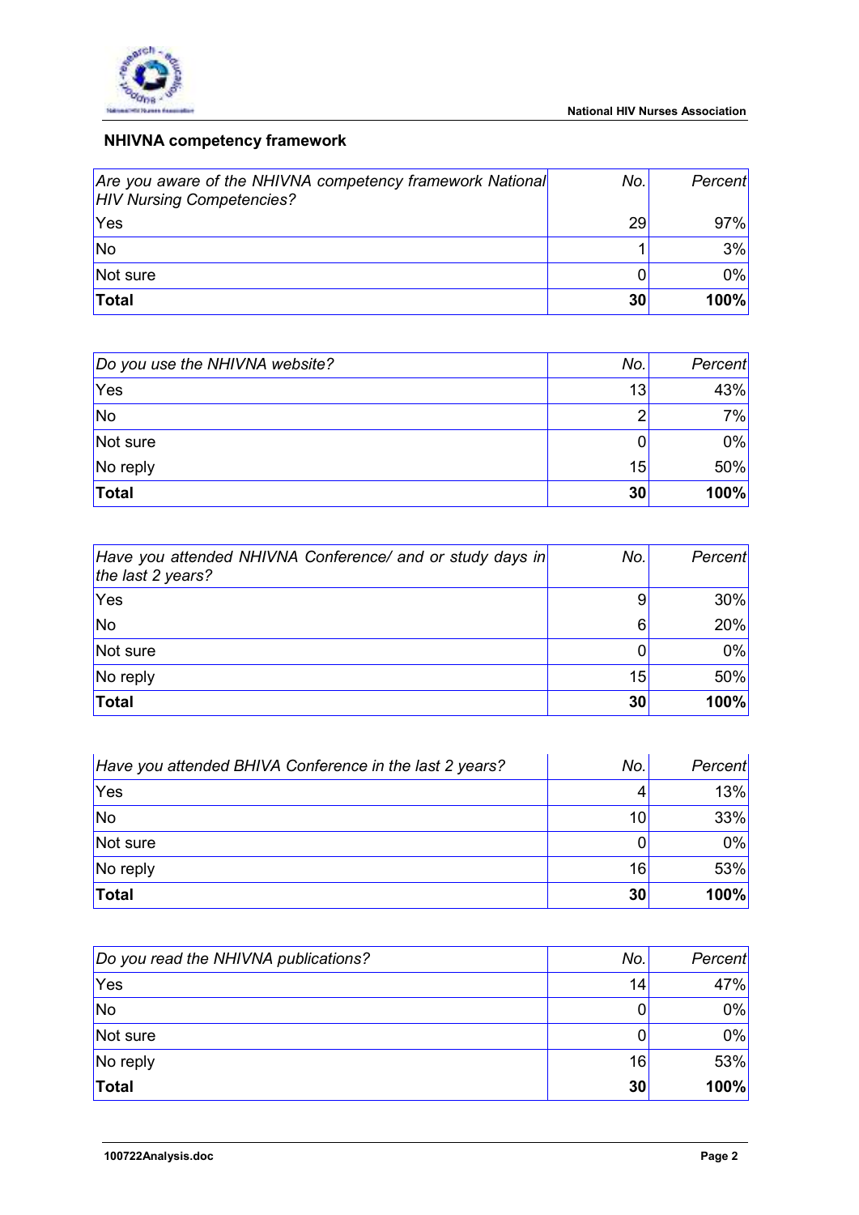## NHIVNA competency framework

| *Are you aware of the NHIVNA competency framework National HIV Nursing Competencies?* | *No.* | *Percent* |
|---|---|---|
| Yes | 29 | 97% |
| No | 1 | 3% |
| Not sure | 0 | 0% |
| **Total** | **30** | **100%** |

| *Do you use the NHIVNA website?* | *No.* | *Percent* |
|---|---|---|
| Yes | 13 | 43% |
| No | 2 | 7% |
| Not sure | 0 | 0% |
| No reply | 15 | 50% |
| **Total** | **30** | **100%** |

| *Have you attended NHIVNA Conference/ and or study days in the last 2 years?* | *No.* | *Percent* |
|---|---|---|
| Yes | 9 | 30% |
| No | 6 | 20% |
| Not sure | 0 | 0% |
| No reply | 15 | 50% |
| **Total** | **30** | **100%** |

| *Have you attended BHIVA Conference in the last 2 years?* | *No.* | *Percent* |
|---|---|---|
| Yes | 4 | 13% |
| No | 10 | 33% |
| Not sure | 0 | 0% |
| No reply | 16 | 53% |
| **Total** | **30** | **100%** |

| *Do you read the NHIVNA publications?* | *No.* | *Percent* |
|---|---|---|
| Yes | 14 | 47% |
| No | 0 | 0% |
| Not sure | 0 | 0% |
| No reply | 16 | 53% |
| **Total** | **30** | **100%** |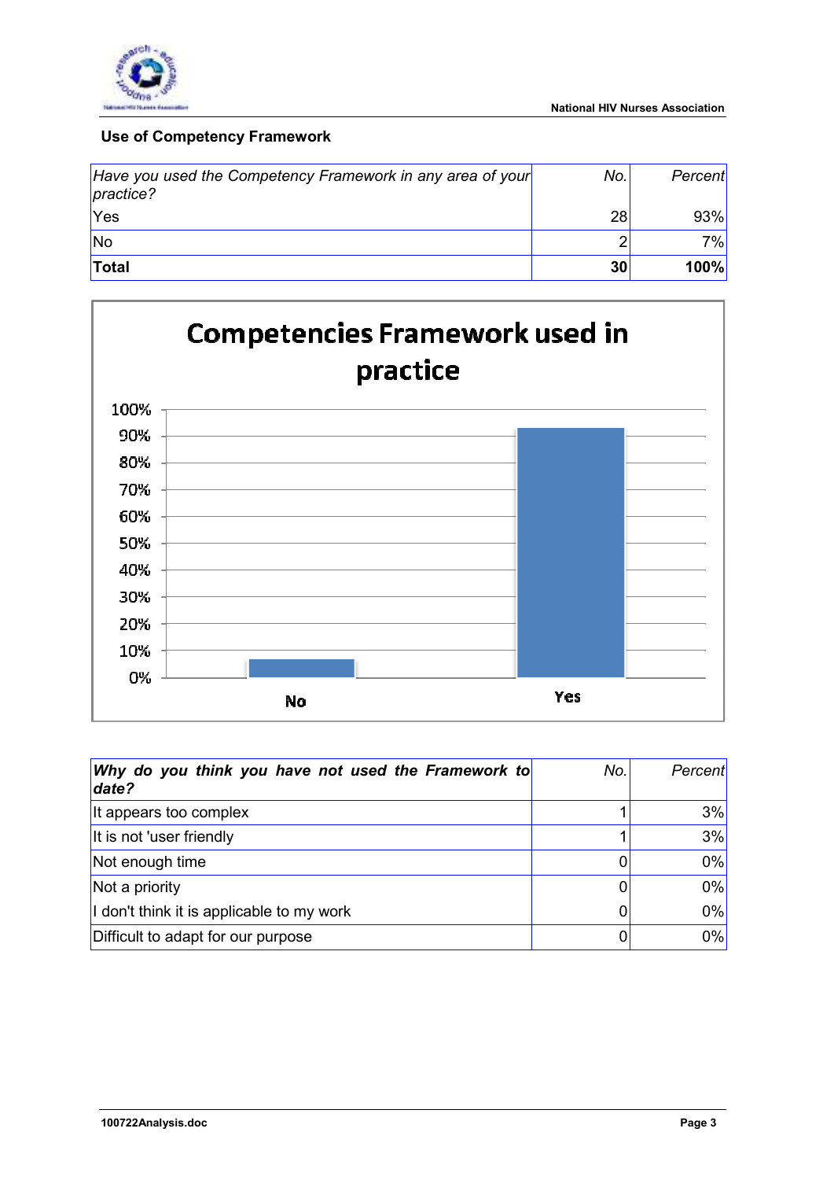## Use of Competency Framework

| *Have you used the Competency Framework in any area of your practice?* | *No.* | *Percent* |
|---|---|---|
| Yes | 28 | 93% |
| No | 2 | 7% |
| **Total** | **30** | **100%** |

**Competencies Framework used in practice**

| | |
|---|---|
| No | 7% |
| Yes | 93% |

| ***Why do you think you have not used the Framework to date?*** | *No.* | *Percent* |
|---|---|---|
| It appears too complex | 1 | 3% |
| It is not 'user friendly | 1 | 3% |
| Not enough time | 0 | 0% |
| Not a priority | 0 | 0% |
| I don't think it is applicable to my work | 0 | 0% |
| Difficult to adapt for our purpose | 0 | 0% |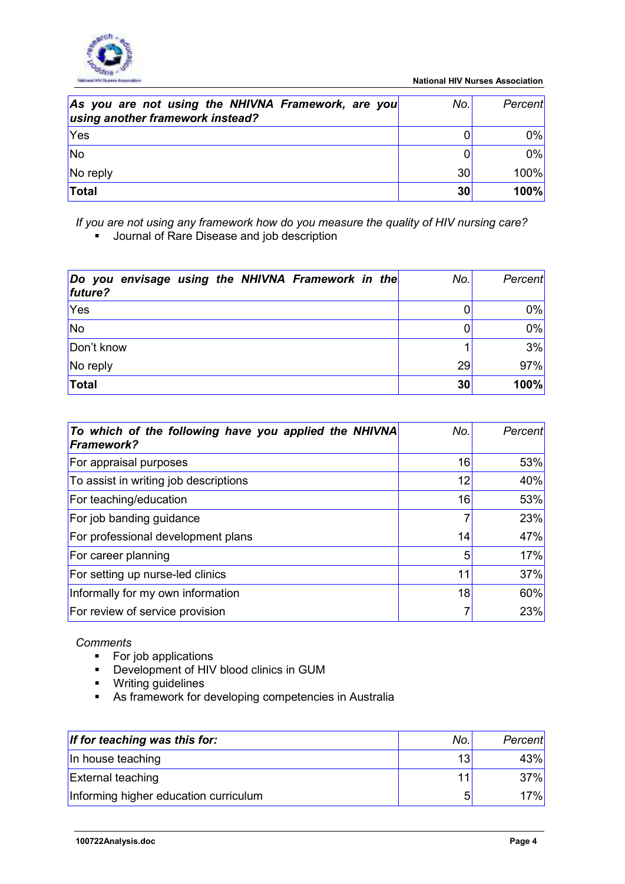| *As you are not using the NHIVNA Framework, are you using another framework instead?* | *No.* | *Percent* |
|---|---|---|
| Yes | 0 | 0% |
| No | 0 | 0% |
| No reply | 30 | 100% |
| **Total** | **30** | **100%** |

*If you are not using any framework how do you measure the quality of HIV nursing care?*

- Journal of Rare Disease and job description

| *Do you envisage using the NHIVNA Framework in the future?* | *No.* | *Percent* |
|---|---|---|
| Yes | 0 | 0% |
| No | 0 | 0% |
| Don't know | 1 | 3% |
| No reply | 29 | 97% |
| **Total** | **30** | **100%** |

| *To which of the following have you applied the NHIVNA Framework?* | *No.* | *Percent* |
|---|---|---|
| For appraisal purposes | 16 | 53% |
| To assist in writing job descriptions | 12 | 40% |
| For teaching/education | 16 | 53% |
| For job banding guidance | 7 | 23% |
| For professional development plans | 14 | 47% |
| For career planning | 5 | 17% |
| For setting up nurse-led clinics | 11 | 37% |
| Informally for my own information | 18 | 60% |
| For review of service provision | 7 | 23% |

*Comments*

- For job applications
- Development of HIV blood clinics in GUM
- Writing guidelines
- As framework for developing competencies in Australia

| *If for teaching was this for:* | *No.* | *Percent* |
|---|---|---|
| In house teaching | 13 | 43% |
| External teaching | 11 | 37% |
| Informing higher education curriculum | 5 | 17% |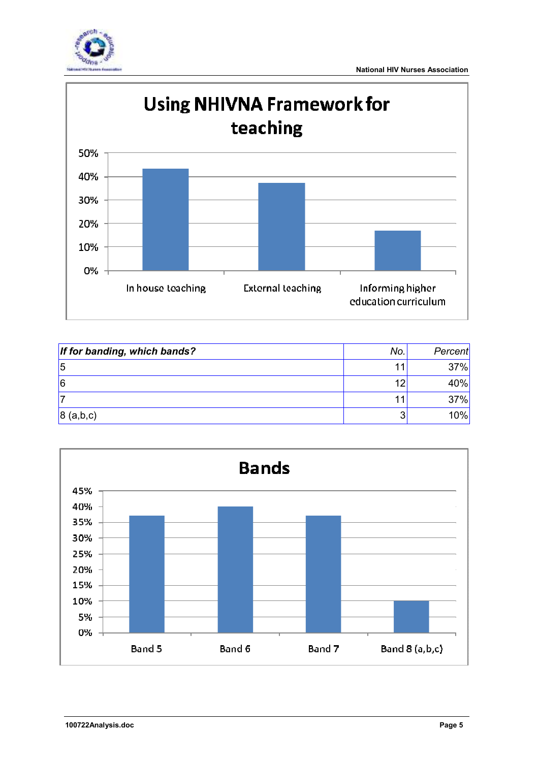**Using NHIVNA Framework for teaching**

| | |
|---|---|
| In house teaching | |
| External teaching | |
| Informing higher education curriculum | |

| *If for banding, which bands?* | *No.* | *Percent* |
|---|---|---|
| 5 | 11 | 37% |
| 6 | 12 | 40% |
| 7 | 11 | 37% |
| 8 (a,b,c) | 3 | 10% |

**Bands**

Band 5 | Band 6 | Band 7 | Band 8 (a,b,c)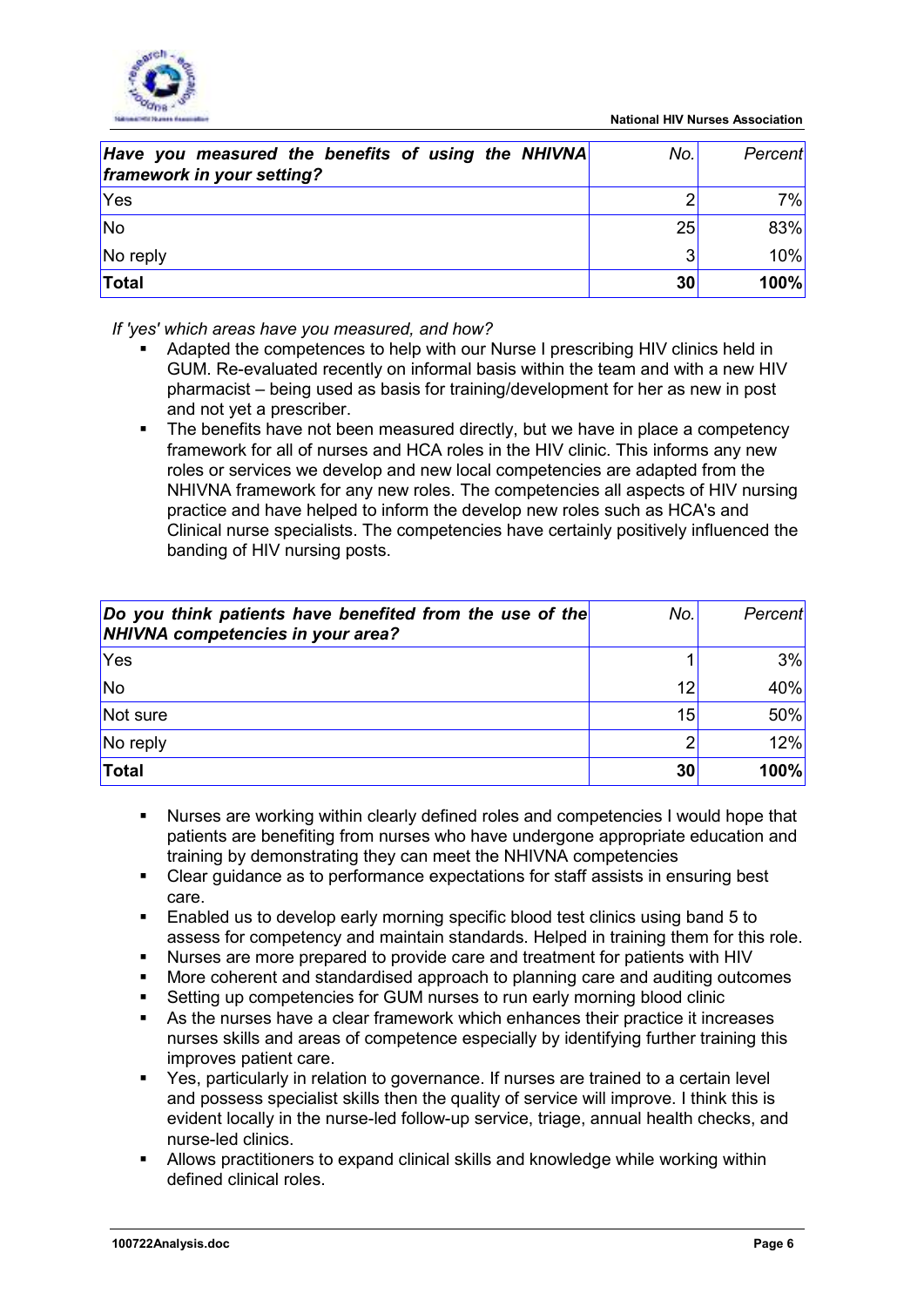| *Have you measured the benefits of using the NHIVNA framework in your setting?* | *No.* | *Percent* |
|---|---|---|
| Yes | 2 | 7% |
| No | 25 | 83% |
| No reply | 3 | 10% |
| **Total** | **30** | **100%** |

*If 'yes' which areas have you measured, and how?*

- Adapted the competences to help with our Nurse I prescribing HIV clinics held in GUM. Re-evaluated recently on informal basis within the team and with a new HIV pharmacist – being used as basis for training/development for her as new in post and not yet a prescriber.
- The benefits have not been measured directly, but we have in place a competency framework for all of nurses and HCA roles in the HIV clinic. This informs any new roles or services we develop and new local competencies are adapted from the NHIVNA framework for any new roles. The competencies all aspects of HIV nursing practice and have helped to inform the develop new roles such as HCA's and Clinical nurse specialists. The competencies have certainly positively influenced the banding of HIV nursing posts.

| *Do you think patients have benefited from the use of the NHIVNA competencies in your area?* | *No.* | *Percent* |
|---|---|---|
| Yes | 1 | 3% |
| No | 12 | 40% |
| Not sure | 15 | 50% |
| No reply | 2 | 12% |
| **Total** | **30** | **100%** |

- Nurses are working within clearly defined roles and competencies I would hope that patients are benefiting from nurses who have undergone appropriate education and training by demonstrating they can meet the NHIVNA competencies
- Clear guidance as to performance expectations for staff assists in ensuring best care.
- Enabled us to develop early morning specific blood test clinics using band 5 to assess for competency and maintain standards. Helped in training them for this role.
- Nurses are more prepared to provide care and treatment for patients with HIV
- More coherent and standardised approach to planning care and auditing outcomes
- Setting up competencies for GUM nurses to run early morning blood clinic
- As the nurses have a clear framework which enhances their practice it increases nurses skills and areas of competence especially by identifying further training this improves patient care.
- Yes, particularly in relation to governance. If nurses are trained to a certain level and possess specialist skills then the quality of service will improve. I think this is evident locally in the nurse-led follow-up service, triage, annual health checks, and nurse-led clinics.
- Allows practitioners to expand clinical skills and knowledge while working within defined clinical roles.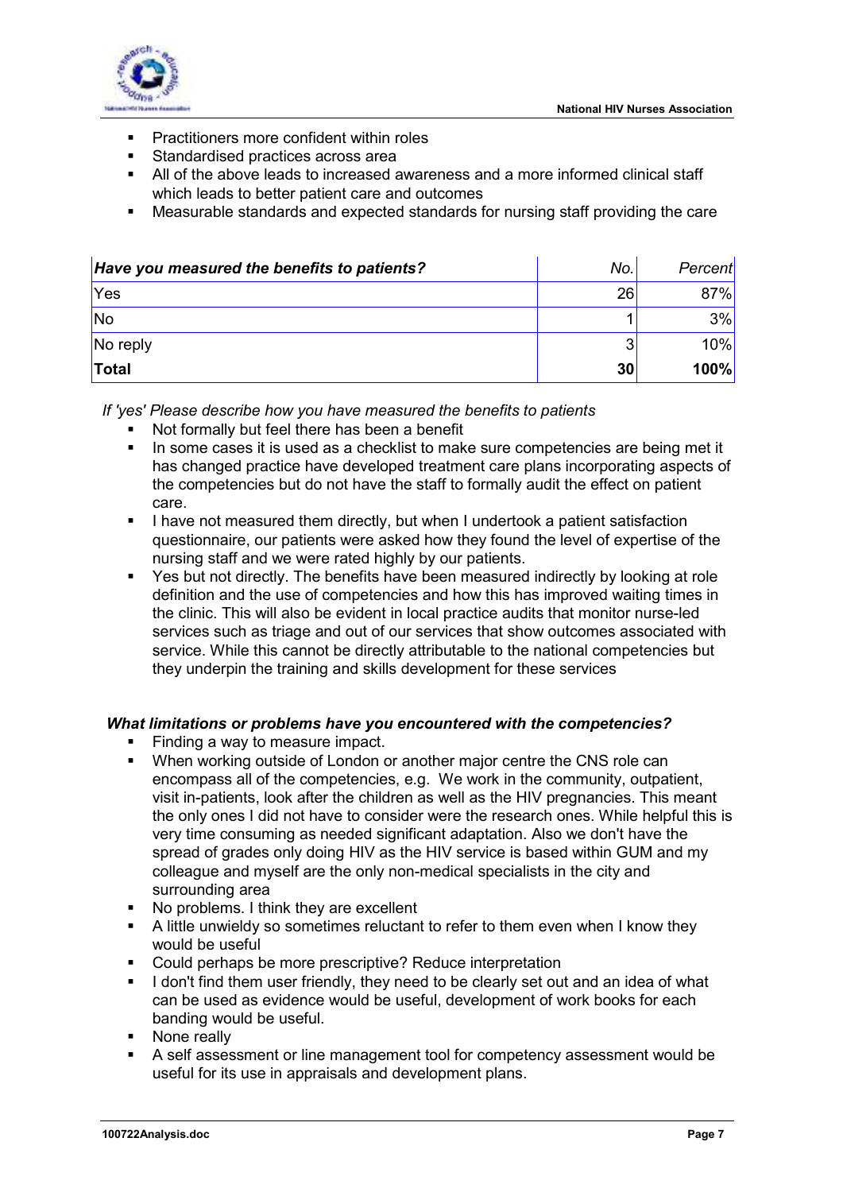- Practitioners more confident within roles
- Standardised practices across area
- All of the above leads to increased awareness and a more informed clinical staff which leads to better patient care and outcomes
- Measurable standards and expected standards for nursing staff providing the care

| ***Have you measured the benefits to patients?*** | *No.* | *Percent* |
|---|---|---|
| Yes | 26 | 87% |
| No | 1 | 3% |
| No reply | 3 | 10% |
| **Total** | **30** | **100%** |

*If 'yes' Please describe how you have measured the benefits to patients*

- Not formally but feel there has been a benefit
- In some cases it is used as a checklist to make sure competencies are being met it has changed practice have developed treatment care plans incorporating aspects of the competencies but do not have the staff to formally audit the effect on patient care.
- I have not measured them directly, but when I undertook a patient satisfaction questionnaire, our patients were asked how they found the level of expertise of the nursing staff and we were rated highly by our patients.
- Yes but not directly. The benefits have been measured indirectly by looking at role definition and the use of competencies and how this has improved waiting times in the clinic. This will also be evident in local practice audits that monitor nurse-led services such as triage and out of our services that show outcomes associated with service. While this cannot be directly attributable to the national competencies but they underpin the training and skills development for these services

***What limitations or problems have you encountered with the competencies?***

- Finding a way to measure impact.
- When working outside of London or another major centre the CNS role can encompass all of the competencies, e.g. We work in the community, outpatient, visit in-patients, look after the children as well as the HIV pregnancies. This meant the only ones I did not have to consider were the research ones. While helpful this is very time consuming as needed significant adaptation. Also we don't have the spread of grades only doing HIV as the HIV service is based within GUM and my colleague and myself are the only non-medical specialists in the city and surrounding area
- No problems. I think they are excellent
- A little unwieldy so sometimes reluctant to refer to them even when I know they would be useful
- Could perhaps be more prescriptive? Reduce interpretation
- I don't find them user friendly, they need to be clearly set out and an idea of what can be used as evidence would be useful, development of work books for each banding would be useful.
- None really
- A self assessment or line management tool for competency assessment would be useful for its use in appraisals and development plans.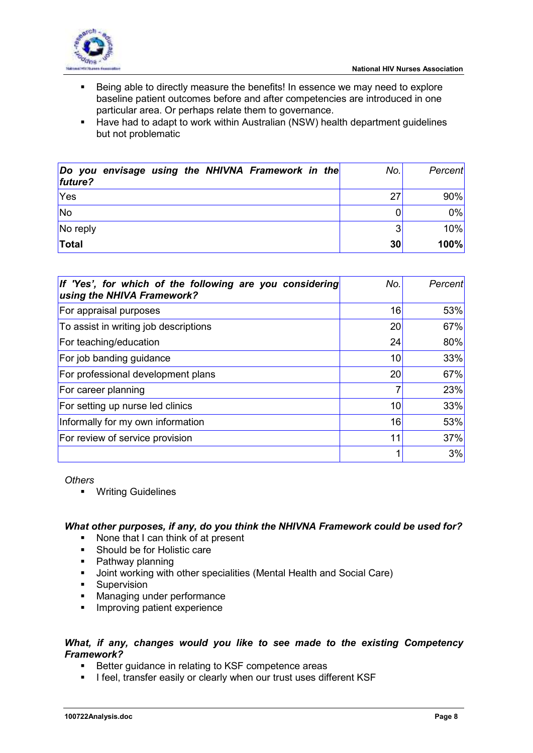- Being able to directly measure the benefits! In essence we may need to explore baseline patient outcomes before and after competencies are introduced in one particular area. Or perhaps relate them to governance.
- Have had to adapt to work within Australian (NSW) health department guidelines but not problematic

| ***Do you envisage using the NHIVNA Framework in the future?*** | *No.* | *Percent* |
|---|---|---|
| Yes | 27 | 90% |
| No | 0 | 0% |
| No reply | 3 | 10% |
| **Total** | **30** | **100%** |

| ***If 'Yes', for which of the following are you considering using the NHIVA Framework?*** | *No.* | *Percent* |
|---|---|---|
| For appraisal purposes | 16 | 53% |
| To assist in writing job descriptions | 20 | 67% |
| For teaching/education | 24 | 80% |
| For job banding guidance | 10 | 33% |
| For professional development plans | 20 | 67% |
| For career planning | 7 | 23% |
| For setting up nurse led clinics | 10 | 33% |
| Informally for my own information | 16 | 53% |
| For review of service provision | 11 | 37% |
| | 1 | 3% |

*Others*

- Writing Guidelines

***What other purposes, if any, do you think the NHIVNA Framework could be used for?***

- None that I can think of at present
- Should be for Holistic care
- Pathway planning
- Joint working with other specialities (Mental Health and Social Care)
- Supervision
- Managing under performance
- Improving patient experience

***What, if any, changes would you like to see made to the existing Competency Framework?***

- Better guidance in relating to KSF competence areas
- I feel, transfer easily or clearly when our trust uses different KSF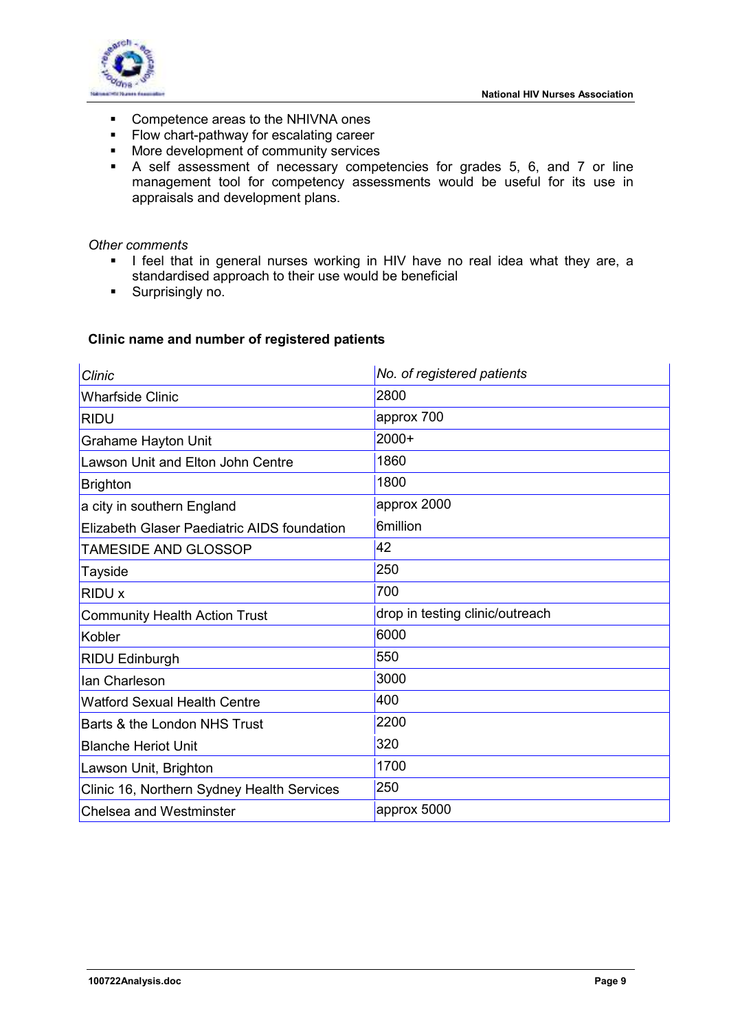- Competence areas to the NHIVNA ones
- Flow chart-pathway for escalating career
- More development of community services
- A self assessment of necessary competencies for grades 5, 6, and 7 or line management tool for competency assessments would be useful for its use in appraisals and development plans.

*Other comments*

- I feel that in general nurses working in HIV have no real idea what they are, a standardised approach to their use would be beneficial
- Surprisingly no.

**Clinic name and number of registered patients**

| *Clinic* | *No. of registered patients* |
|---|---|
| Wharfside Clinic | 2800 |
| RIDU | approx 700 |
| Grahame Hayton Unit | 2000+ |
| Lawson Unit and Elton John Centre | 1860 |
| Brighton | 1800 |
| a city in southern England | approx 2000 |
| Elizabeth Glaser Paediatric AIDS foundation | 6million |
| TAMESIDE AND GLOSSOP | 42 |
| Tayside | 250 |
| RIDU x | 700 |
| Community Health Action Trust | drop in testing clinic/outreach |
| Kobler | 6000 |
| RIDU Edinburgh | 550 |
| Ian Charleson | 3000 |
| Watford Sexual Health Centre | 400 |
| Barts & the London NHS Trust | 2200 |
| Blanche Heriot Unit | 320 |
| Lawson Unit, Brighton | 1700 |
| Clinic 16, Northern Sydney Health Services | 250 |
| Chelsea and Westminster | approx 5000 |